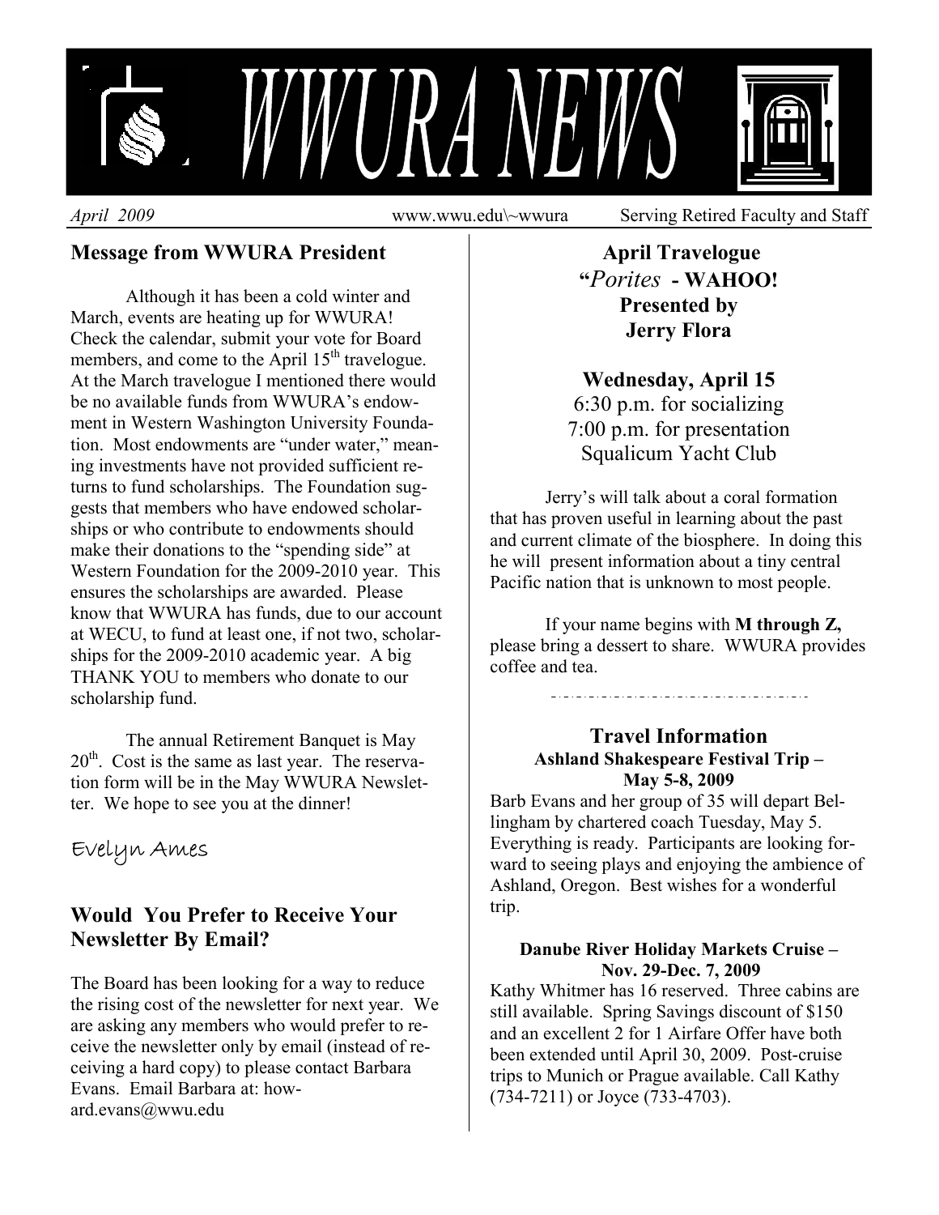# WWURA NEWS

*April 2009* www.wwu.edu\~wwura Serving Retired Faculty and Staff

## Message from WWURA President

Although it has been a cold winter and March, events are heating up for WWURA! Check the calendar, submit your vote for Board members, and come to the April 15th travelogue. At the March travelogue I mentioned there would be no available funds from WWURA's endowment in Western Washington University Foundation. Most endowments are "under water," meaning investments have not provided sufficient returns to fund scholarships. The Foundation suggests that members who have endowed scholarships or who contribute to endowments should make their donations to the "spending side" at Western Foundation for the 2009-2010 year. This ensures the scholarships are awarded. Please know that WWURA has funds, due to our account at WECU, to fund at least one, if not two, scholarships for the 2009-2010 academic year. A big THANK YOU to members who donate to our scholarship fund.

The annual Retirement Banquet is May 20th. Cost is the same as last year. The reservation form will be in the May WWURA Newsletter. We hope to see you at the dinner!

Evelyn Ames

## Would You Prefer to Receive Your Newsletter By Email?

The Board has been looking for a way to reduce the rising cost of the newsletter for next year. We are asking any members who would prefer to receive the newsletter only by email (instead of receiving a hard copy) to please contact Barbara Evans. Email Barbara at: howard.evans@wwu.edu

## April Travelogue
## "*Porites* - WAHOO!
## Presented by Jerry Flora

**Wednesday, April 15**
6:30 p.m. for socializing
7:00 p.m. for presentation
Squalicum Yacht Club

Jerry's will talk about a coral formation that has proven useful in learning about the past and current climate of the biosphere. In doing this he will present information about a tiny central Pacific nation that is unknown to most people.

If your name begins with **M through Z,** please bring a dessert to share. WWURA provides coffee and tea.

## Travel Information

### Ashland Shakespeare Festival Trip – May 5-8, 2009

Barb Evans and her group of 35 will depart Bellingham by chartered coach Tuesday, May 5. Everything is ready. Participants are looking forward to seeing plays and enjoying the ambience of Ashland, Oregon. Best wishes for a wonderful trip.

### Danube River Holiday Markets Cruise – Nov. 29-Dec. 7, 2009

Kathy Whitmer has 16 reserved. Three cabins are still available. Spring Savings discount of $150 and an excellent 2 for 1 Airfare Offer have both been extended until April 30, 2009. Post-cruise trips to Munich or Prague available. Call Kathy (734-7211) or Joyce (733-4703).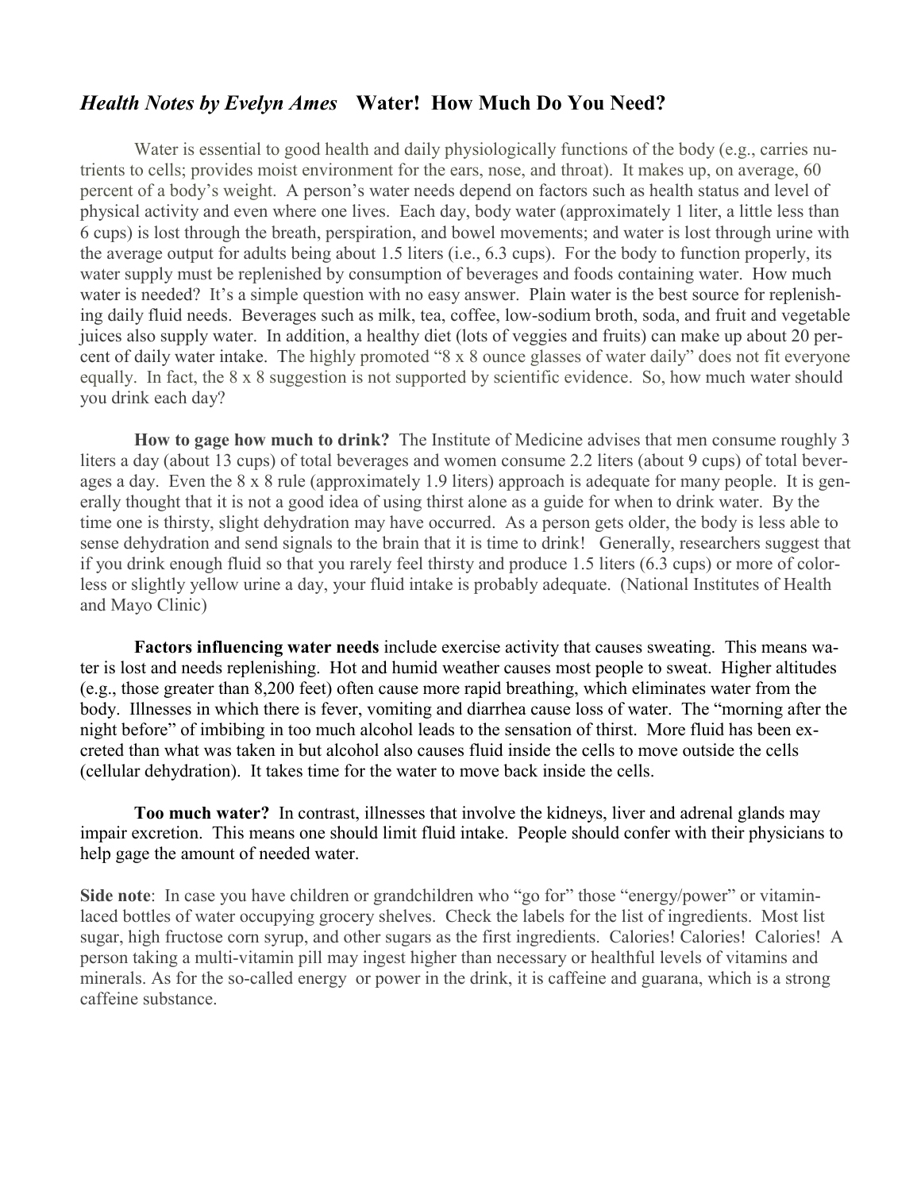## *Health Notes by Evelyn Ames* Water! How Much Do You Need?

Water is essential to good health and daily physiologically functions of the body (e.g., carries nutrients to cells; provides moist environment for the ears, nose, and throat). It makes up, on average, 60 percent of a body's weight. A person's water needs depend on factors such as health status and level of physical activity and even where one lives. Each day, body water (approximately 1 liter, a little less than 6 cups) is lost through the breath, perspiration, and bowel movements; and water is lost through urine with the average output for adults being about 1.5 liters (i.e., 6.3 cups). For the body to function properly, its water supply must be replenished by consumption of beverages and foods containing water. How much water is needed? It's a simple question with no easy answer. Plain water is the best source for replenishing daily fluid needs. Beverages such as milk, tea, coffee, low-sodium broth, soda, and fruit and vegetable juices also supply water. In addition, a healthy diet (lots of veggies and fruits) can make up about 20 percent of daily water intake. The highly promoted "8 x 8 ounce glasses of water daily" does not fit everyone equally. In fact, the 8 x 8 suggestion is not supported by scientific evidence. So, how much water should you drink each day?

**How to gage how much to drink?** The Institute of Medicine advises that men consume roughly 3 liters a day (about 13 cups) of total beverages and women consume 2.2 liters (about 9 cups) of total beverages a day. Even the 8 x 8 rule (approximately 1.9 liters) approach is adequate for many people. It is generally thought that it is not a good idea of using thirst alone as a guide for when to drink water. By the time one is thirsty, slight dehydration may have occurred. As a person gets older, the body is less able to sense dehydration and send signals to the brain that it is time to drink! Generally, researchers suggest that if you drink enough fluid so that you rarely feel thirsty and produce 1.5 liters (6.3 cups) or more of colorless or slightly yellow urine a day, your fluid intake is probably adequate. (National Institutes of Health and Mayo Clinic)

**Factors influencing water needs** include exercise activity that causes sweating. This means water is lost and needs replenishing. Hot and humid weather causes most people to sweat. Higher altitudes (e.g., those greater than 8,200 feet) often cause more rapid breathing, which eliminates water from the body. Illnesses in which there is fever, vomiting and diarrhea cause loss of water. The "morning after the night before" of imbibing in too much alcohol leads to the sensation of thirst. More fluid has been excreted than what was taken in but alcohol also causes fluid inside the cells to move outside the cells (cellular dehydration). It takes time for the water to move back inside the cells.

**Too much water?** In contrast, illnesses that involve the kidneys, liver and adrenal glands may impair excretion. This means one should limit fluid intake. People should confer with their physicians to help gage the amount of needed water.

**Side note**: In case you have children or grandchildren who "go for" those "energy/power" or vitamin-laced bottles of water occupying grocery shelves. Check the labels for the list of ingredients. Most list sugar, high fructose corn syrup, and other sugars as the first ingredients. Calories! Calories! Calories! A person taking a multi-vitamin pill may ingest higher than necessary or healthful levels of vitamins and minerals. As for the so-called energy or power in the drink, it is caffeine and guarana, which is a strong caffeine substance.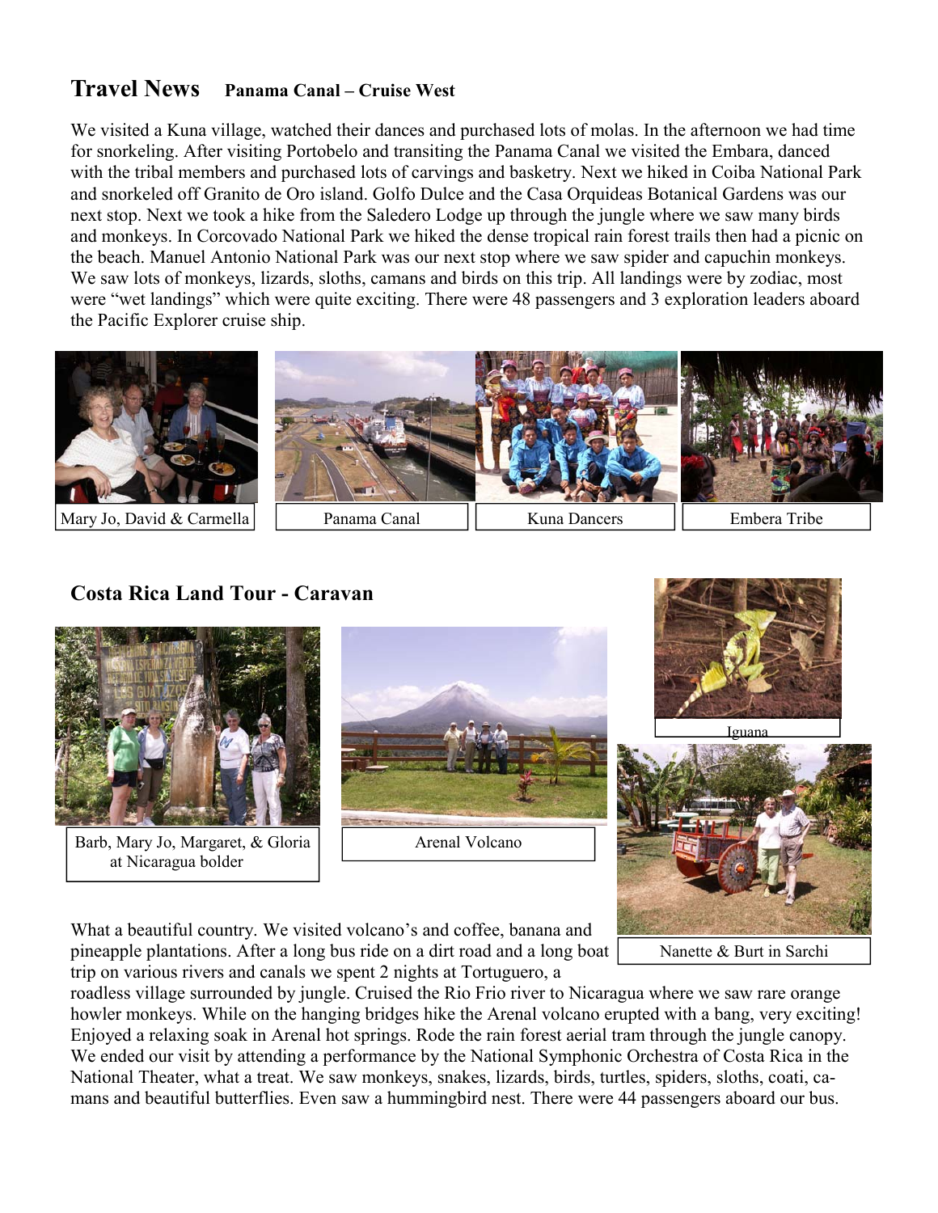# Travel News

## Panama Canal – Cruise West

We visited a Kuna village, watched their dances and purchased lots of molas. In the afternoon we had time for snorkeling. After visiting Portobelo and transiting the Panama Canal we visited the Embara, danced with the tribal members and purchased lots of carvings and basketry. Next we hiked in Coiba National Park and snorkeled off Granito de Oro island. Golfo Dulce and the Casa Orquideas Botanical Gardens was our next stop. Next we took a hike from the Saledero Lodge up through the jungle where we saw many birds and monkeys. In Corcovado National Park we hiked the dense tropical rain forest trails then had a picnic on the beach. Manuel Antonio National Park was our next stop where we saw spider and capuchin monkeys. We saw lots of monkeys, lizards, sloths, camans and birds on this trip. All landings were by zodiac, most were "wet landings" which were quite exciting. There were 48 passengers and 3 exploration leaders aboard the Pacific Explorer cruise ship.

Mary Jo, David & Carmella

Panama Canal

Kuna Dancers

Embera Tribe

## Costa Rica Land Tour - Caravan

Barb, Mary Jo, Margaret, & Gloria at Nicaragua bolder

Arenal Volcano

Iguana

Nanette & Burt in Sarchi

What a beautiful country. We visited volcano's and coffee, banana and pineapple plantations. After a long bus ride on a dirt road and a long boat trip on various rivers and canals we spent 2 nights at Tortuguero, a roadless village surrounded by jungle. Cruised the Rio Frio river to Nicaragua where we saw rare orange howler monkeys. While on the hanging bridges hike the Arenal volcano erupted with a bang, very exciting! Enjoyed a relaxing soak in Arenal hot springs. Rode the rain forest aerial tram through the jungle canopy. We ended our visit by attending a performance by the National Symphonic Orchestra of Costa Rica in the National Theater, what a treat. We saw monkeys, snakes, lizards, birds, turtles, spiders, sloths, coati, camans and beautiful butterflies. Even saw a hummingbird nest. There were 44 passengers aboard our bus.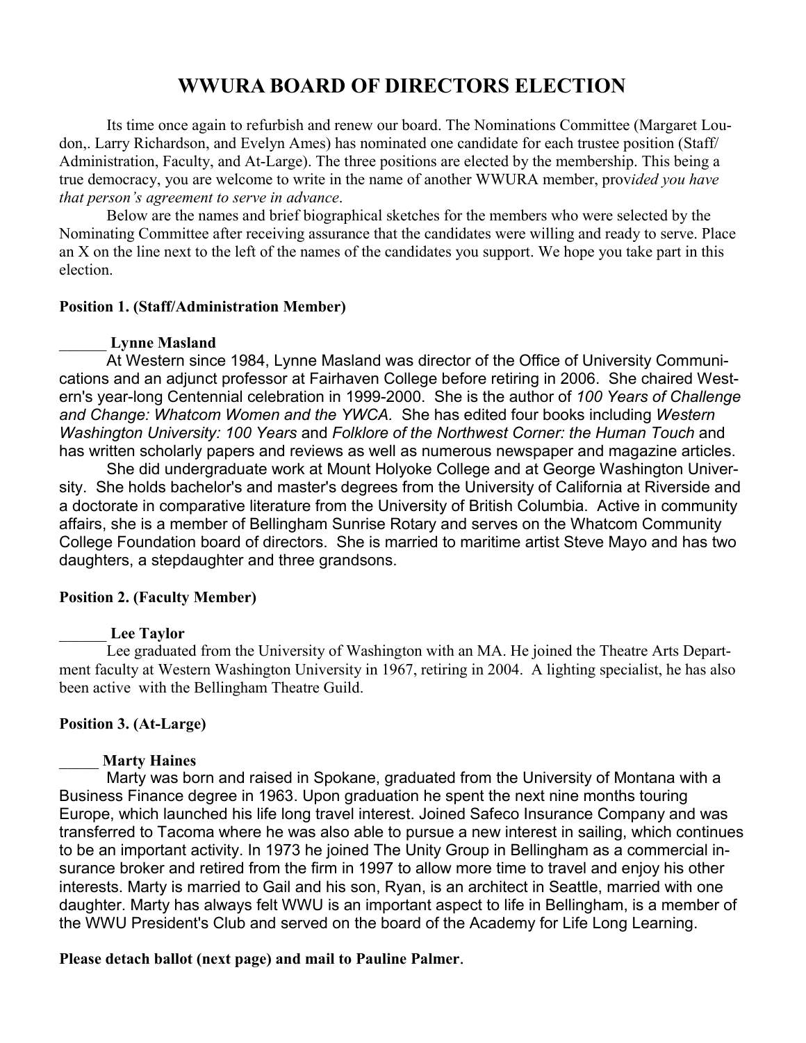# WWURA BOARD OF DIRECTORS ELECTION

Its time once again to refurbish and renew our board. The Nominations Committee (Margaret Loudon,. Larry Richardson, and Evelyn Ames) has nominated one candidate for each trustee position (Staff/Administration, Faculty, and At-Large). The three positions are elected by the membership. This being a true democracy, you are welcome to write in the name of another WWURA member, prov*ided you have that person's agreement to serve in advance*.

Below are the names and brief biographical sketches for the members who were selected by the Nominating Committee after receiving assurance that the candidates were willing and ready to serve. Place an X on the line next to the left of the names of the candidates you support. We hope you take part in this election.

**Position 1. (Staff/Administration Member)**

______ **Lynne Masland**

At Western since 1984, Lynne Masland was director of the Office of University Communications and an adjunct professor at Fairhaven College before retiring in 2006. She chaired Western's year-long Centennial celebration in 1999-2000. She is the author of *100 Years of Challenge and Change: Whatcom Women and the YWCA.* She has edited four books including *Western Washington University: 100 Years* and *Folklore of the Northwest Corner: the Human Touch* and has written scholarly papers and reviews as well as numerous newspaper and magazine articles.

She did undergraduate work at Mount Holyoke College and at George Washington University. She holds bachelor's and master's degrees from the University of California at Riverside and a doctorate in comparative literature from the University of British Columbia. Active in community affairs, she is a member of Bellingham Sunrise Rotary and serves on the Whatcom Community College Foundation board of directors. She is married to maritime artist Steve Mayo and has two daughters, a stepdaughter and three grandsons.

**Position 2. (Faculty Member)**

______ **Lee Taylor**

Lee graduated from the University of Washington with an MA. He joined the Theatre Arts Department faculty at Western Washington University in 1967, retiring in 2004. A lighting specialist, he has also been active with the Bellingham Theatre Guild.

**Position 3. (At-Large)**

_____ **Marty Haines**

Marty was born and raised in Spokane, graduated from the University of Montana with a Business Finance degree in 1963. Upon graduation he spent the next nine months touring Europe, which launched his life long travel interest. Joined Safeco Insurance Company and was transferred to Tacoma where he was also able to pursue a new interest in sailing, which continues to be an important activity. In 1973 he joined The Unity Group in Bellingham as a commercial insurance broker and retired from the firm in 1997 to allow more time to travel and enjoy his other interests. Marty is married to Gail and his son, Ryan, is an architect in Seattle, married with one daughter. Marty has always felt WWU is an important aspect to life in Bellingham, is a member of the WWU President's Club and served on the board of the Academy for Life Long Learning.

**Please detach ballot (next page) and mail to Pauline Palmer**.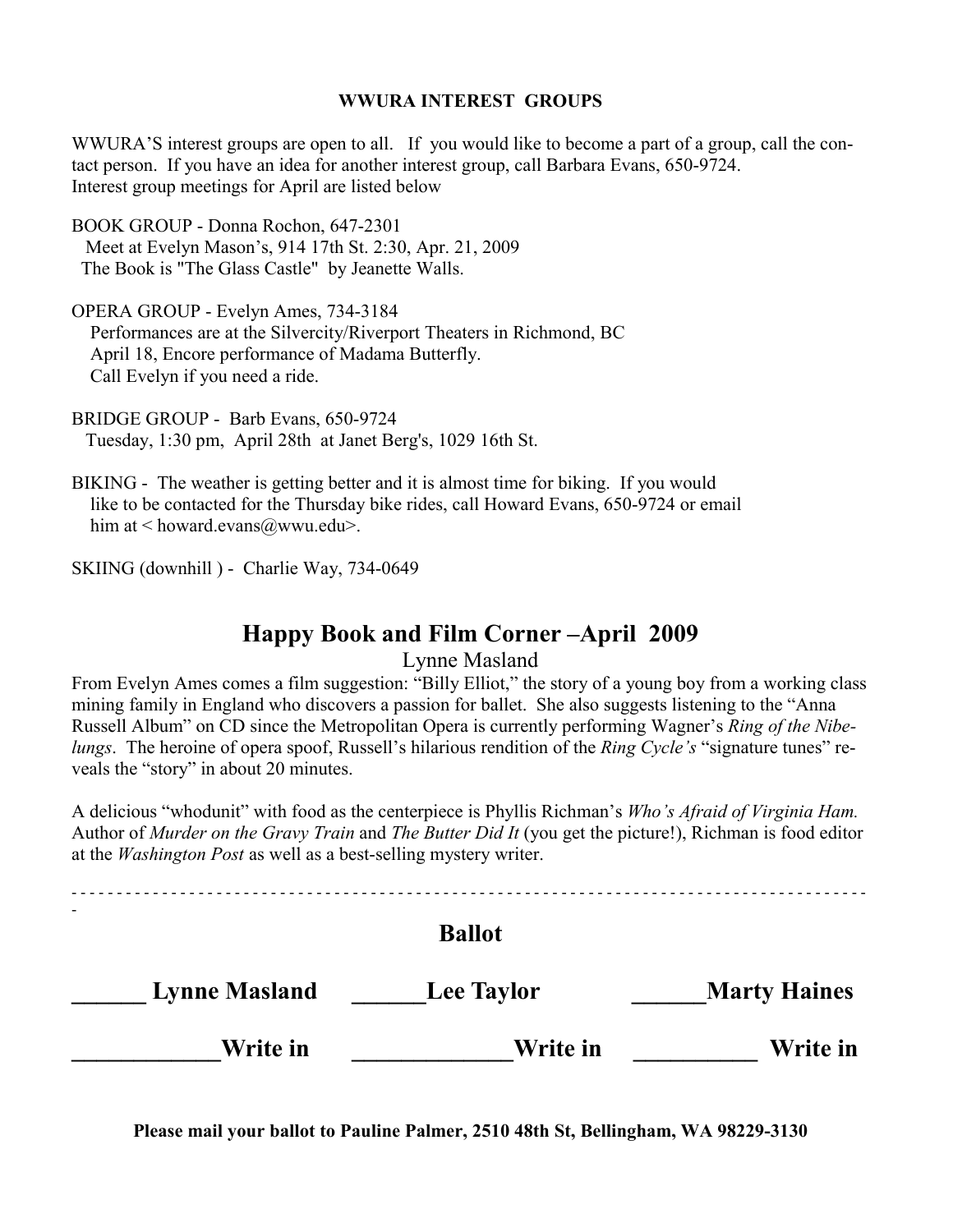**WWURA INTEREST GROUPS**

WWURA'S interest groups are open to all. If you would like to become a part of a group, call the contact person. If you have an idea for another interest group, call Barbara Evans, 650-9724.
Interest group meetings for April are listed below

BOOK GROUP - Donna Rochon, 647-2301
Meet at Evelyn Mason's, 914 17th St. 2:30, Apr. 21, 2009
The Book is "The Glass Castle" by Jeanette Walls.

OPERA GROUP - Evelyn Ames, 734-3184
Performances are at the Silvercity/Riverport Theaters in Richmond, BC
April 18, Encore performance of Madama Butterfly.
Call Evelyn if you need a ride.

BRIDGE GROUP - Barb Evans, 650-9724
Tuesday, 1:30 pm, April 28th at Janet Berg's, 1029 16th St.

BIKING - The weather is getting better and it is almost time for biking. If you would like to be contacted for the Thursday bike rides, call Howard Evans, 650-9724 or email him at < howard.evans@wwu.edu>.

SKIING (downhill ) - Charlie Way, 734-0649

## Happy Book and Film Corner –April 2009

Lynne Masland

From Evelyn Ames comes a film suggestion: "Billy Elliot," the story of a young boy from a working class mining family in England who discovers a passion for ballet. She also suggests listening to the "Anna Russell Album" on CD since the Metropolitan Opera is currently performing Wagner's *Ring of the Nibelungs*. The heroine of opera spoof, Russell's hilarious rendition of the *Ring Cycle's* "signature tunes" reveals the "story" in about 20 minutes.

A delicious "whodunit" with food as the centerpiece is Phyllis Richman's *Who's Afraid of Virginia Ham.* Author of *Murder on the Gravy Train* and *The Butter Did It* (you get the picture!), Richman is food editor at the *Washington Post* as well as a best-selling mystery writer.

---

## Ballot

**______ Lynne Masland ______Lee Taylor ______Marty Haines**

**____________Write in _____________Write in __________ Write in**

**Please mail your ballot to Pauline Palmer, 2510 48th St, Bellingham, WA 98229-3130**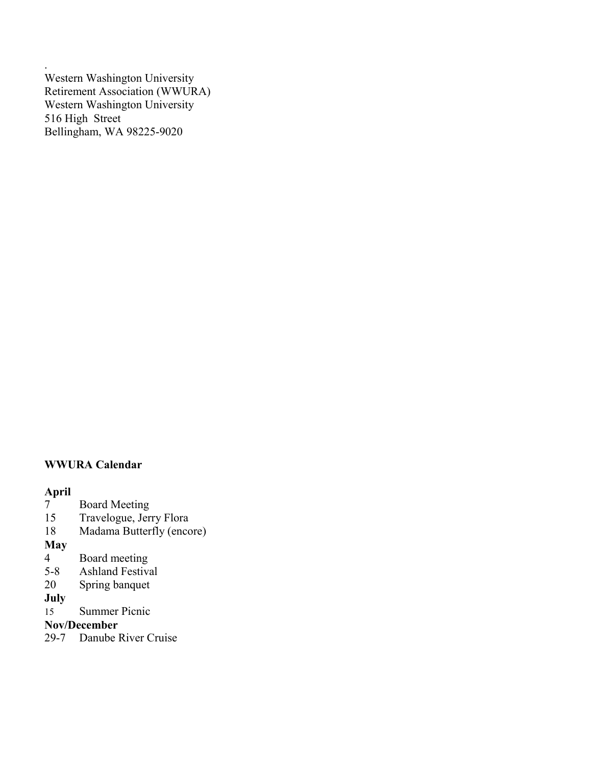.
Western Washington University
Retirement Association (WWURA)
Western Washington University
516 High Street
Bellingham, WA 98225-9020

**WWURA Calendar**

**April**

7 Board Meeting
15 Travelogue, Jerry Flora
18 Madama Butterfly (encore)

**May**

4 Board meeting
5-8 Ashland Festival
20 Spring banquet

**July**

15 Summer Picnic

**Nov/December**

29-7 Danube River Cruise